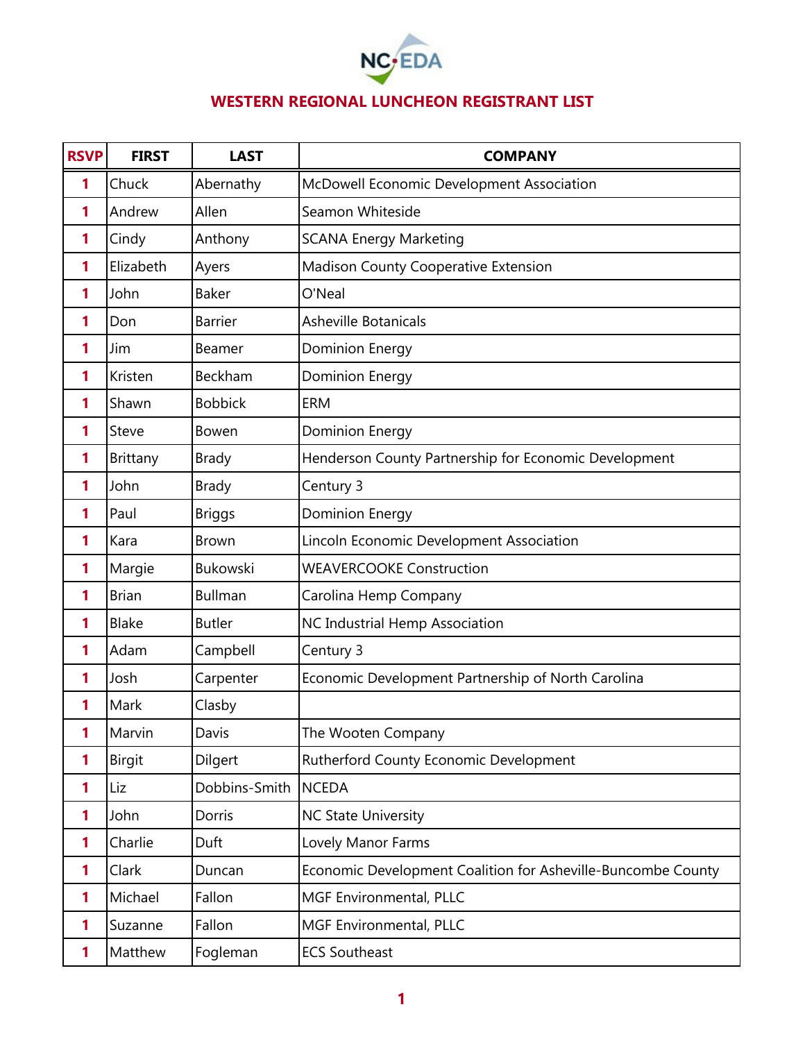# WESTERN REGIONAL LUNCHEON REGISTRANT LIST

| RSVP | FIRST | LAST | COMPANY |
|---|---|---|---|
| 1 | Chuck | Abernathy | McDowell Economic Development Association |
| 1 | Andrew | Allen | Seamon Whiteside |
| 1 | Cindy | Anthony | SCANA Energy Marketing |
| 1 | Elizabeth | Ayers | Madison County Cooperative Extension |
| 1 | John | Baker | O'Neal |
| 1 | Don | Barrier | Asheville Botanicals |
| 1 | Jim | Beamer | Dominion Energy |
| 1 | Kristen | Beckham | Dominion Energy |
| 1 | Shawn | Bobbick | ERM |
| 1 | Steve | Bowen | Dominion Energy |
| 1 | Brittany | Brady | Henderson County Partnership for Economic Development |
| 1 | John | Brady | Century 3 |
| 1 | Paul | Briggs | Dominion Energy |
| 1 | Kara | Brown | Lincoln Economic Development Association |
| 1 | Margie | Bukowski | WEAVERCOOKE Construction |
| 1 | Brian | Bullman | Carolina Hemp Company |
| 1 | Blake | Butler | NC Industrial Hemp Association |
| 1 | Adam | Campbell | Century 3 |
| 1 | Josh | Carpenter | Economic Development Partnership of North Carolina |
| 1 | Mark | Clasby | |
| 1 | Marvin | Davis | The Wooten Company |
| 1 | Birgit | Dilgert | Rutherford County Economic Development |
| 1 | Liz | Dobbins-Smith | NCEDA |
| 1 | John | Dorris | NC State University |
| 1 | Charlie | Duft | Lovely Manor Farms |
| 1 | Clark | Duncan | Economic Development Coalition for Asheville-Buncombe County |
| 1 | Michael | Fallon | MGF Environmental, PLLC |
| 1 | Suzanne | Fallon | MGF Environmental, PLLC |
| 1 | Matthew | Fogleman | ECS Southeast |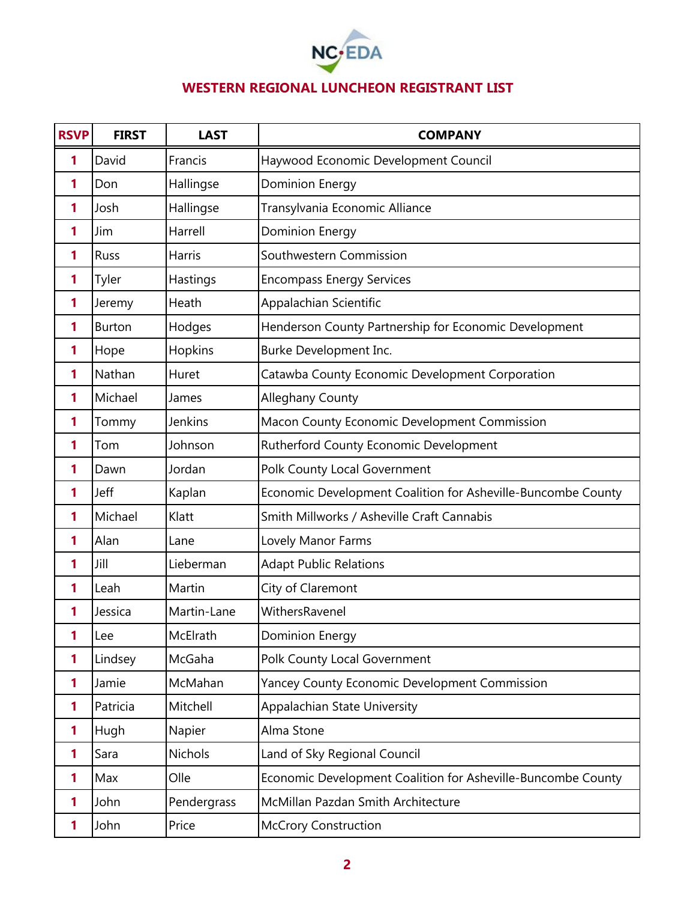## WESTERN REGIONAL LUNCHEON REGISTRANT LIST

| RSVP | FIRST | LAST | COMPANY |
|---|---|---|---|
| 1 | David | Francis | Haywood Economic Development Council |
| 1 | Don | Hallingse | Dominion Energy |
| 1 | Josh | Hallingse | Transylvania Economic Alliance |
| 1 | Jim | Harrell | Dominion Energy |
| 1 | Russ | Harris | Southwestern Commission |
| 1 | Tyler | Hastings | Encompass Energy Services |
| 1 | Jeremy | Heath | Appalachian Scientific |
| 1 | Burton | Hodges | Henderson County Partnership for Economic Development |
| 1 | Hope | Hopkins | Burke Development Inc. |
| 1 | Nathan | Huret | Catawba County Economic Development Corporation |
| 1 | Michael | James | Alleghany County |
| 1 | Tommy | Jenkins | Macon County Economic Development Commission |
| 1 | Tom | Johnson | Rutherford County Economic Development |
| 1 | Dawn | Jordan | Polk County Local Government |
| 1 | Jeff | Kaplan | Economic Development Coalition for Asheville-Buncombe County |
| 1 | Michael | Klatt | Smith Millworks / Asheville Craft Cannabis |
| 1 | Alan | Lane | Lovely Manor Farms |
| 1 | Jill | Lieberman | Adapt Public Relations |
| 1 | Leah | Martin | City of Claremont |
| 1 | Jessica | Martin-Lane | WithersRavenel |
| 1 | Lee | McElrath | Dominion Energy |
| 1 | Lindsey | McGaha | Polk County Local Government |
| 1 | Jamie | McMahan | Yancey County Economic Development Commission |
| 1 | Patricia | Mitchell | Appalachian State University |
| 1 | Hugh | Napier | Alma Stone |
| 1 | Sara | Nichols | Land of Sky Regional Council |
| 1 | Max | Olle | Economic Development Coalition for Asheville-Buncombe County |
| 1 | John | Pendergrass | McMillan Pazdan Smith Architecture |
| 1 | John | Price | McCrory Construction |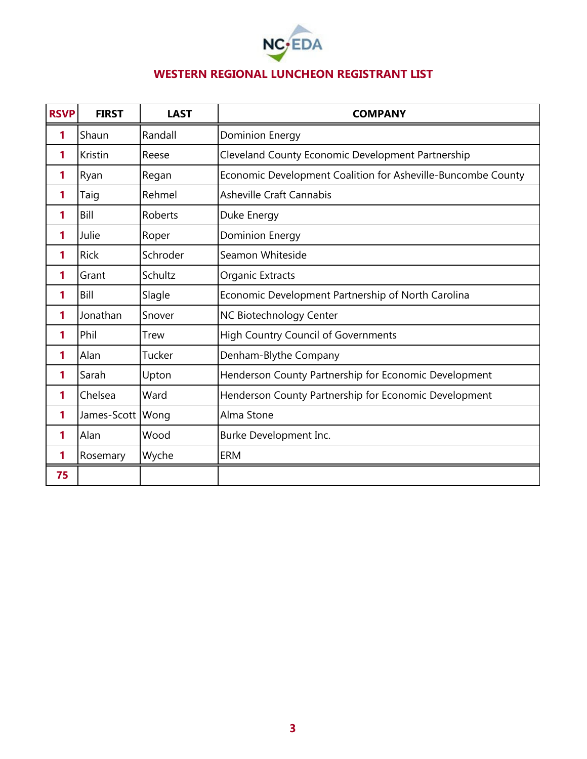NC EDA

## WESTERN REGIONAL LUNCHEON REGISTRANT LIST

| RSVP | FIRST | LAST | COMPANY |
|---|---|---|---|
| 1 | Shaun | Randall | Dominion Energy |
| 1 | Kristin | Reese | Cleveland County Economic Development Partnership |
| 1 | Ryan | Regan | Economic Development Coalition for Asheville-Buncombe County |
| 1 | Taig | Rehmel | Asheville Craft Cannabis |
| 1 | Bill | Roberts | Duke Energy |
| 1 | Julie | Roper | Dominion Energy |
| 1 | Rick | Schroder | Seamon Whiteside |
| 1 | Grant | Schultz | Organic Extracts |
| 1 | Bill | Slagle | Economic Development Partnership of North Carolina |
| 1 | Jonathan | Snover | NC Biotechnology Center |
| 1 | Phil | Trew | High Country Council of Governments |
| 1 | Alan | Tucker | Denham-Blythe Company |
| 1 | Sarah | Upton | Henderson County Partnership for Economic Development |
| 1 | Chelsea | Ward | Henderson County Partnership for Economic Development |
| 1 | James-Scott | Wong | Alma Stone |
| 1 | Alan | Wood | Burke Development Inc. |
| 1 | Rosemary | Wyche | ERM |
| 75 | | | |